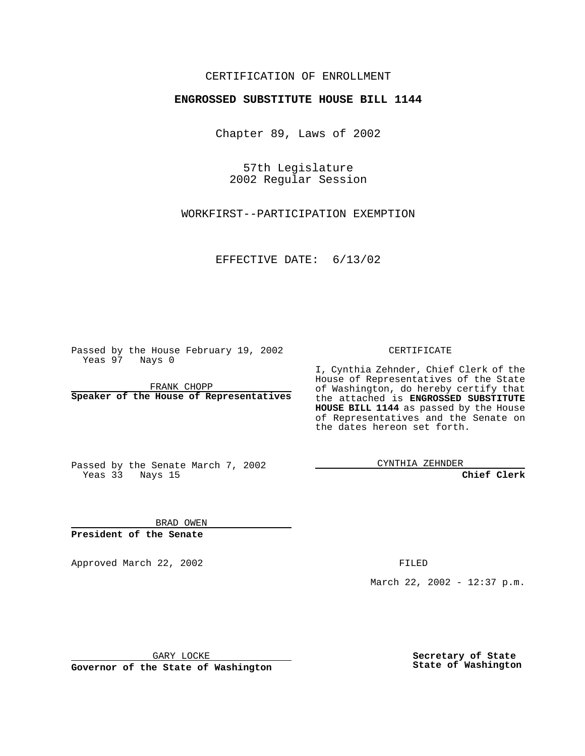CERTIFICATION OF ENROLLMENT

# ENGROSSED SUBSTITUTE HOUSE BILL 1144

Chapter 89, Laws of 2002

57th Legislature
2002 Regular Session

WORKFIRST--PARTICIPATION EXEMPTION

EFFECTIVE DATE: 6/13/02

Passed by the House February 19, 2002
Yeas 97 Nays 0

FRANK CHOPP
**Speaker of the House of Representatives**

Passed by the Senate March 7, 2002
Yeas 33 Nays 15

BRAD OWEN
**President of the Senate**

Approved March 22, 2002

GARY LOCKE
**Governor of the State of Washington**

CERTIFICATE

I, Cynthia Zehnder, Chief Clerk of the House of Representatives of the State of Washington, do hereby certify that the attached is **ENGROSSED SUBSTITUTE HOUSE BILL 1144** as passed by the House of Representatives and the Senate on the dates hereon set forth.

CYNTHIA ZEHNDER
**Chief Clerk**

FILED

March 22, 2002 - 12:37 p.m.

**Secretary of State**
**State of Washington**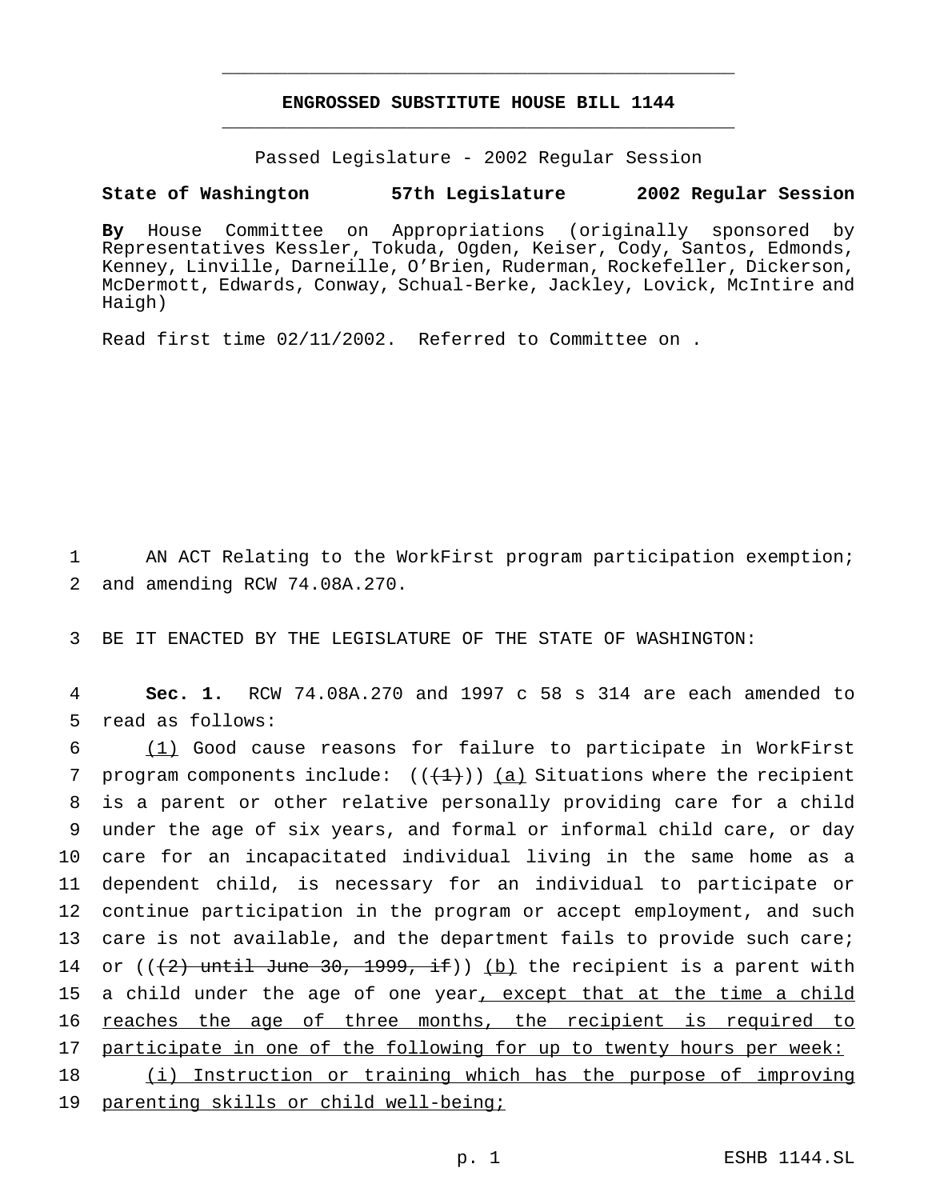# ENGROSSED SUBSTITUTE HOUSE BILL 1144

Passed Legislature - 2002 Regular Session

**State of Washington 57th Legislature 2002 Regular Session**

**By** House Committee on Appropriations (originally sponsored by Representatives Kessler, Tokuda, Ogden, Keiser, Cody, Santos, Edmonds, Kenney, Linville, Darneille, O'Brien, Ruderman, Rockefeller, Dickerson, McDermott, Edwards, Conway, Schual-Berke, Jackley, Lovick, McIntire and Haigh)

Read first time 02/11/2002. Referred to Committee on .

1 AN ACT Relating to the WorkFirst program participation exemption;
2 and amending RCW 74.08A.270.

3 BE IT ENACTED BY THE LEGISLATURE OF THE STATE OF WASHINGTON:

4 **Sec. 1.** RCW 74.08A.270 and 1997 c 58 s 314 are each amended to
5 read as follows:

6 (1) Good cause reasons for failure to participate in WorkFirst
7 program components include: (((1))) (a) Situations where the recipient
8 is a parent or other relative personally providing care for a child
9 under the age of six years, and formal or informal child care, or day
10 care for an incapacitated individual living in the same home as a
11 dependent child, is necessary for an individual to participate or
12 continue participation in the program or accept employment, and such
13 care is not available, and the department fails to provide such care;
14 or (((2) until June 30, 1999, if)) (b) the recipient is a parent with
15 a child under the age of one year, except that at the time a child
16 reaches the age of three months, the recipient is required to
17 participate in one of the following for up to twenty hours per week:

18 (i) Instruction or training which has the purpose of improving
19 parenting skills or child well-being;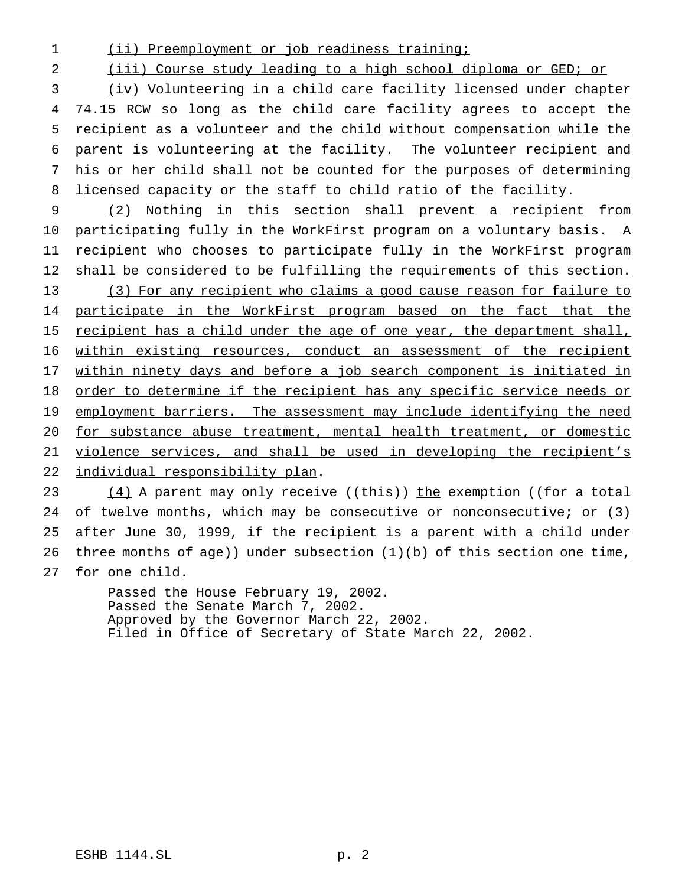(ii) Preemployment or job readiness training;

(iii) Course study leading to a high school diploma or GED; or

(iv) Volunteering in a child care facility licensed under chapter 74.15 RCW so long as the child care facility agrees to accept the recipient as a volunteer and the child without compensation while the parent is volunteering at the facility. The volunteer recipient and his or her child shall not be counted for the purposes of determining licensed capacity or the staff to child ratio of the facility.

(2) Nothing in this section shall prevent a recipient from participating fully in the WorkFirst program on a voluntary basis. A recipient who chooses to participate fully in the WorkFirst program shall be considered to be fulfilling the requirements of this section.

(3) For any recipient who claims a good cause reason for failure to participate in the WorkFirst program based on the fact that the recipient has a child under the age of one year, the department shall, within existing resources, conduct an assessment of the recipient within ninety days and before a job search component is initiated in order to determine if the recipient has any specific service needs or employment barriers. The assessment may include identifying the need for substance abuse treatment, mental health treatment, or domestic violence services, and shall be used in developing the recipient's individual responsibility plan.

(4) A parent may only receive ((~~this~~)) the exemption ((~~for a total of twelve months, which may be consecutive or nonconsecutive; or (3) after June 30, 1999, if the recipient is a parent with a child under three months of age~~)) under subsection (1)(b) of this section one time, for one child.

Passed the House February 19, 2002.
Passed the Senate March 7, 2002.
Approved by the Governor March 22, 2002.
Filed in Office of Secretary of State March 22, 2002.